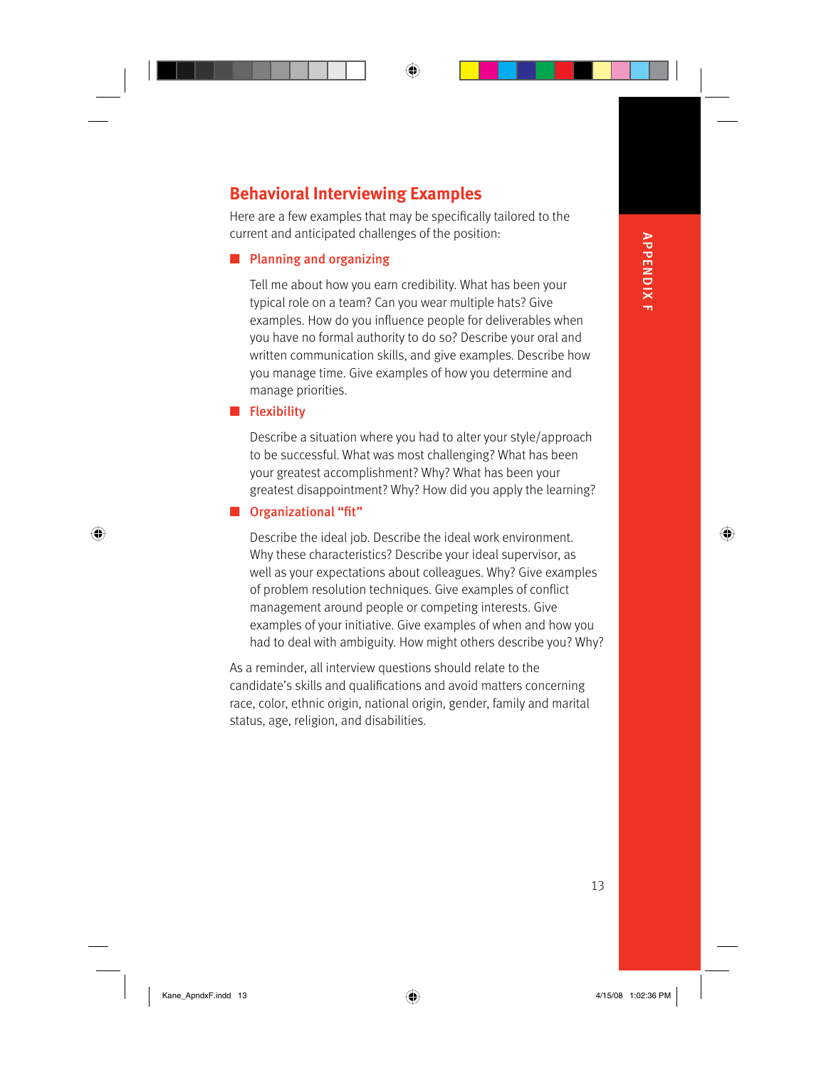## Behavioral Interviewing Examples

Here are a few examples that may be specifically tailored to the current and anticipated challenges of the position:

- **Planning and organizing**

  Tell me about how you earn credibility. What has been your typical role on a team? Can you wear multiple hats? Give examples. How do you influence people for deliverables when you have no formal authority to do so? Describe your oral and written communication skills, and give examples. Describe how you manage time. Give examples of how you determine and manage priorities.

- **Flexibility**

  Describe a situation where you had to alter your style/approach to be successful. What was most challenging? What has been your greatest accomplishment? Why? What has been your greatest disappointment? Why? How did you apply the learning?

- **Organizational "fit"**

  Describe the ideal job. Describe the ideal work environment. Why these characteristics? Describe your ideal supervisor, as well as your expectations about colleagues. Why? Give examples of problem resolution techniques. Give examples of conflict management around people or competing interests. Give examples of your initiative. Give examples of when and how you had to deal with ambiguity. How might others describe you? Why?

As a reminder, all interview questions should relate to the candidate's skills and qualifications and avoid matters concerning race, color, ethnic origin, national origin, gender, family and marital status, age, religion, and disabilities.